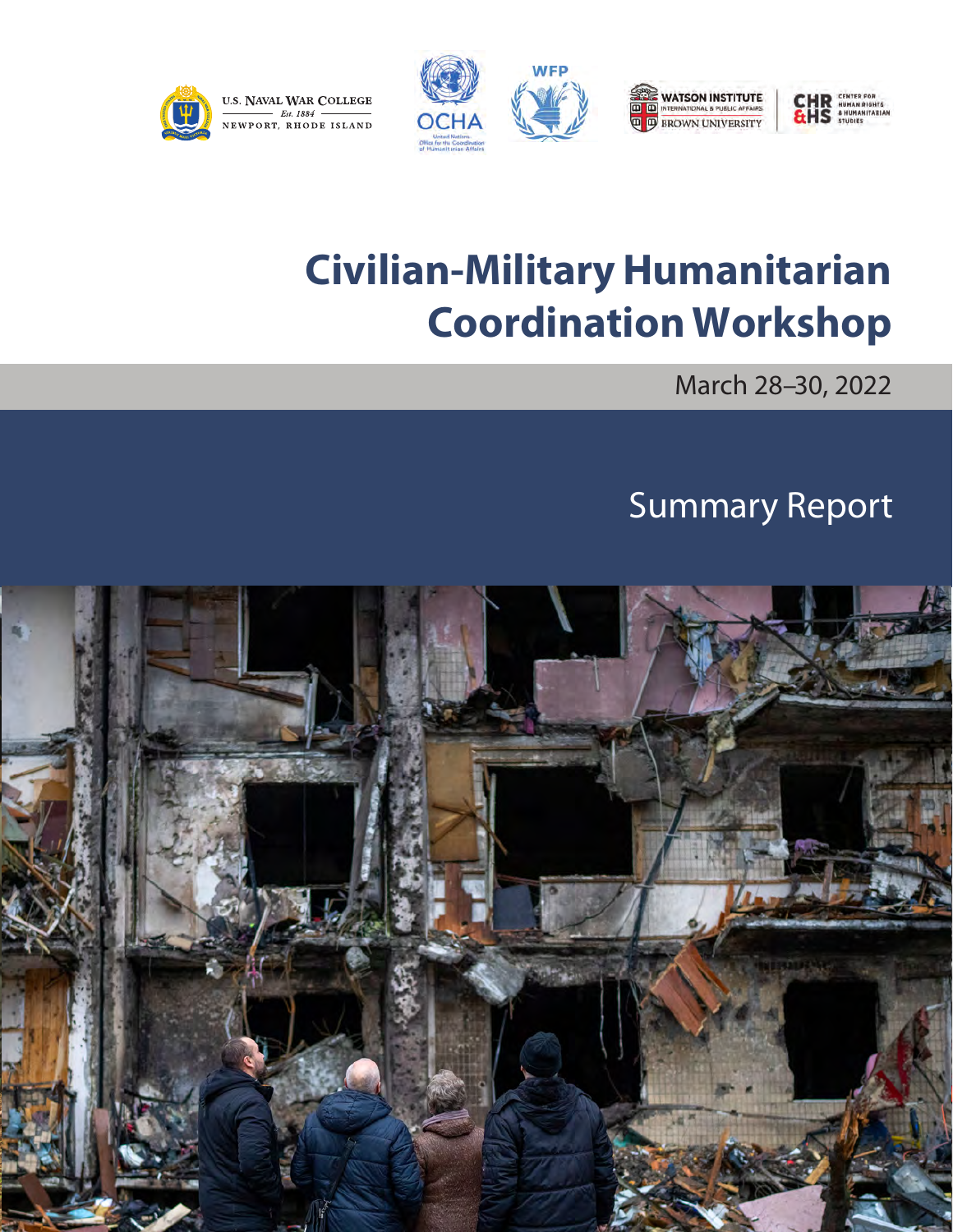U.S. Naval War College — Est. 1884 — Newport, Rhode Island

OCHA — United Nations Office for the Coordination of Humanitarian Affairs

WFP

Watson Institute International & Public Affairs, Brown University

CHR&HS — Center for Human Rights & Humanitarian Studies

# Civilian-Military Humanitarian Coordination Workshop

March 28–30, 2022

## Summary Report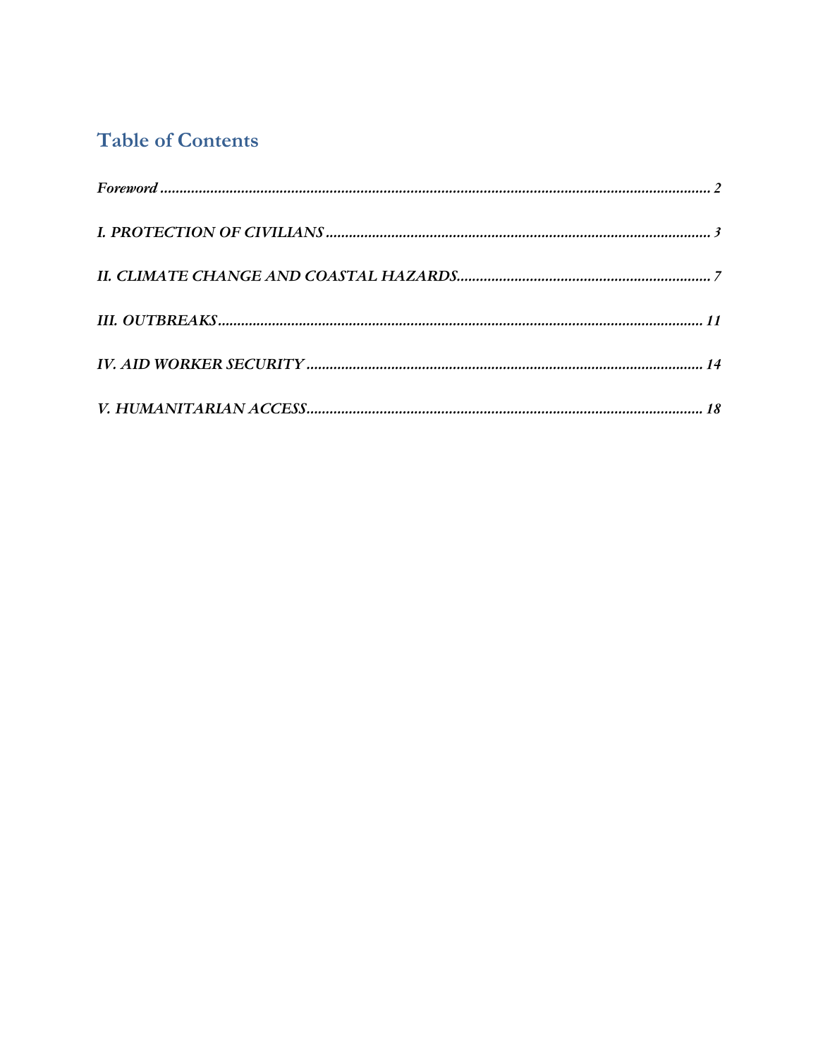## Table of Contents

*Foreword* ........................................................................................................................ *2*

*I. PROTECTION OF CIVILIANS* ........................................................................................ *3*

*II. CLIMATE CHANGE AND COASTAL HAZARDS* ............................................................ *7*

*III. OUTBREAKS* ............................................................................................................ *11*

*IV. AID WORKER SECURITY* ........................................................................................ *14*

*V. HUMANITARIAN ACCESS* ......................................................................................... *18*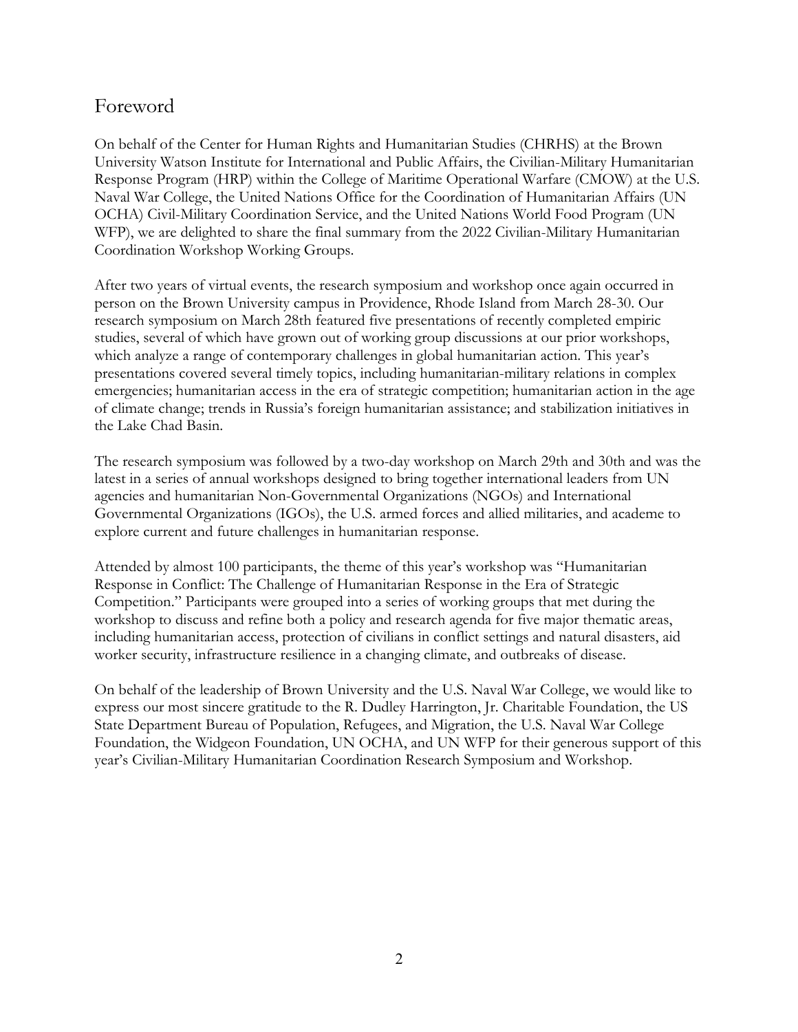## Foreword

On behalf of the Center for Human Rights and Humanitarian Studies (CHRHS) at the Brown University Watson Institute for International and Public Affairs, the Civilian-Military Humanitarian Response Program (HRP) within the College of Maritime Operational Warfare (CMOW) at the U.S. Naval War College, the United Nations Office for the Coordination of Humanitarian Affairs (UN OCHA) Civil-Military Coordination Service, and the United Nations World Food Program (UN WFP), we are delighted to share the final summary from the 2022 Civilian-Military Humanitarian Coordination Workshop Working Groups.

After two years of virtual events, the research symposium and workshop once again occurred in person on the Brown University campus in Providence, Rhode Island from March 28-30. Our research symposium on March 28th featured five presentations of recently completed empiric studies, several of which have grown out of working group discussions at our prior workshops, which analyze a range of contemporary challenges in global humanitarian action. This year's presentations covered several timely topics, including humanitarian-military relations in complex emergencies; humanitarian access in the era of strategic competition; humanitarian action in the age of climate change; trends in Russia's foreign humanitarian assistance; and stabilization initiatives in the Lake Chad Basin.

The research symposium was followed by a two-day workshop on March 29th and 30th and was the latest in a series of annual workshops designed to bring together international leaders from UN agencies and humanitarian Non-Governmental Organizations (NGOs) and International Governmental Organizations (IGOs), the U.S. armed forces and allied militaries, and academe to explore current and future challenges in humanitarian response.

Attended by almost 100 participants, the theme of this year's workshop was "Humanitarian Response in Conflict: The Challenge of Humanitarian Response in the Era of Strategic Competition." Participants were grouped into a series of working groups that met during the workshop to discuss and refine both a policy and research agenda for five major thematic areas, including humanitarian access, protection of civilians in conflict settings and natural disasters, aid worker security, infrastructure resilience in a changing climate, and outbreaks of disease.

On behalf of the leadership of Brown University and the U.S. Naval War College, we would like to express our most sincere gratitude to the R. Dudley Harrington, Jr. Charitable Foundation, the US State Department Bureau of Population, Refugees, and Migration, the U.S. Naval War College Foundation, the Widgeon Foundation, UN OCHA, and UN WFP for their generous support of this year's Civilian-Military Humanitarian Coordination Research Symposium and Workshop.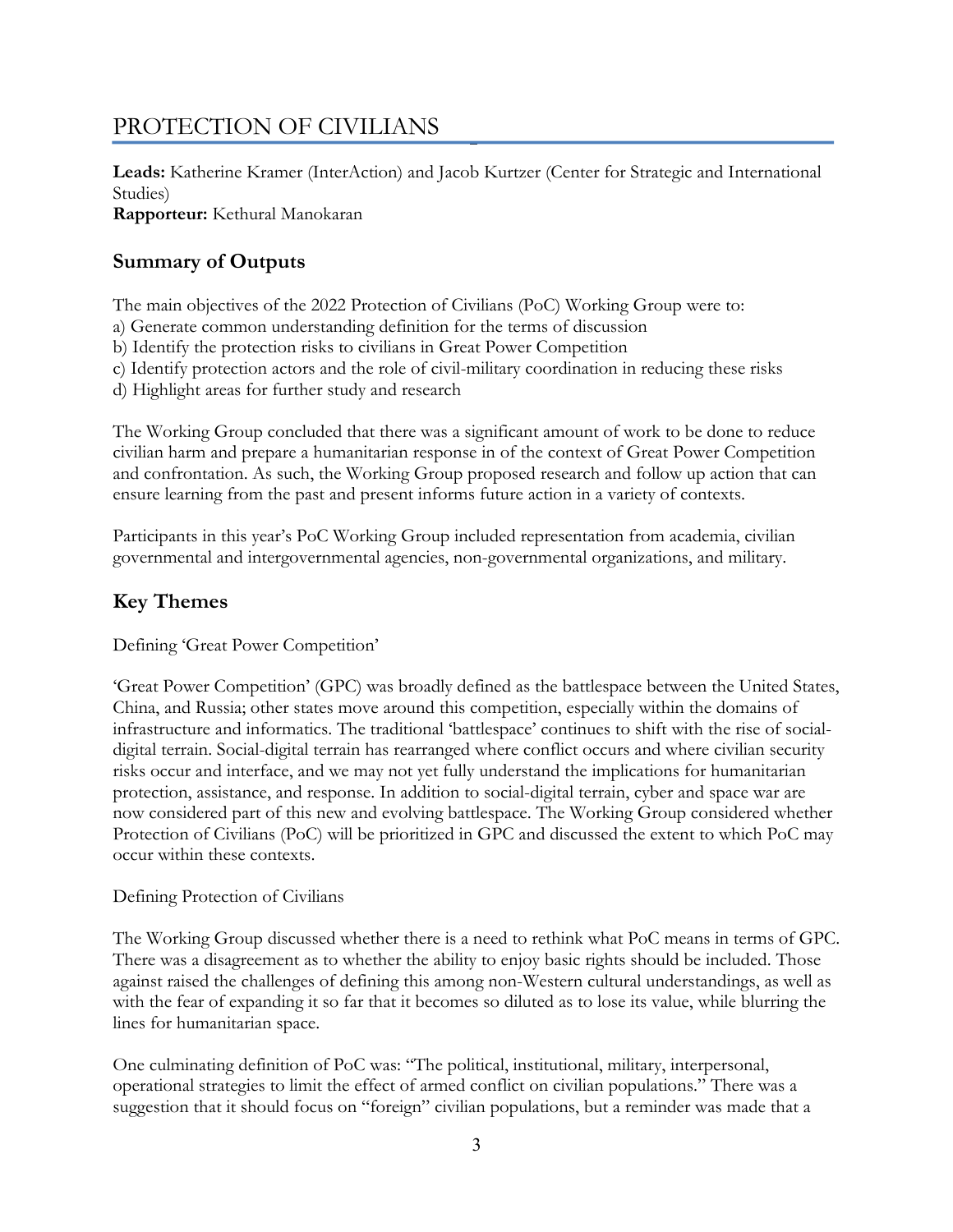# PROTECTION OF CIVILIANS

**Leads:** Katherine Kramer (InterAction) and Jacob Kurtzer (Center for Strategic and International Studies)
**Rapporteur:** Kethural Manokaran

## Summary of Outputs

The main objectives of the 2022 Protection of Civilians (PoC) Working Group were to:
a) Generate common understanding definition for the terms of discussion
b) Identify the protection risks to civilians in Great Power Competition
c) Identify protection actors and the role of civil-military coordination in reducing these risks
d) Highlight areas for further study and research

The Working Group concluded that there was a significant amount of work to be done to reduce civilian harm and prepare a humanitarian response in of the context of Great Power Competition and confrontation. As such, the Working Group proposed research and follow up action that can ensure learning from the past and present informs future action in a variety of contexts.

Participants in this year's PoC Working Group included representation from academia, civilian governmental and intergovernmental agencies, non-governmental organizations, and military.

## Key Themes

Defining 'Great Power Competition'

'Great Power Competition' (GPC) was broadly defined as the battlespace between the United States, China, and Russia; other states move around this competition, especially within the domains of infrastructure and informatics. The traditional 'battlespace' continues to shift with the rise of social-digital terrain. Social-digital terrain has rearranged where conflict occurs and where civilian security risks occur and interface, and we may not yet fully understand the implications for humanitarian protection, assistance, and response. In addition to social-digital terrain, cyber and space war are now considered part of this new and evolving battlespace. The Working Group considered whether Protection of Civilians (PoC) will be prioritized in GPC and discussed the extent to which PoC may occur within these contexts.

Defining Protection of Civilians

The Working Group discussed whether there is a need to rethink what PoC means in terms of GPC. There was a disagreement as to whether the ability to enjoy basic rights should be included. Those against raised the challenges of defining this among non-Western cultural understandings, as well as with the fear of expanding it so far that it becomes so diluted as to lose its value, while blurring the lines for humanitarian space.

One culminating definition of PoC was: "The political, institutional, military, interpersonal, operational strategies to limit the effect of armed conflict on civilian populations." There was a suggestion that it should focus on "foreign" civilian populations, but a reminder was made that a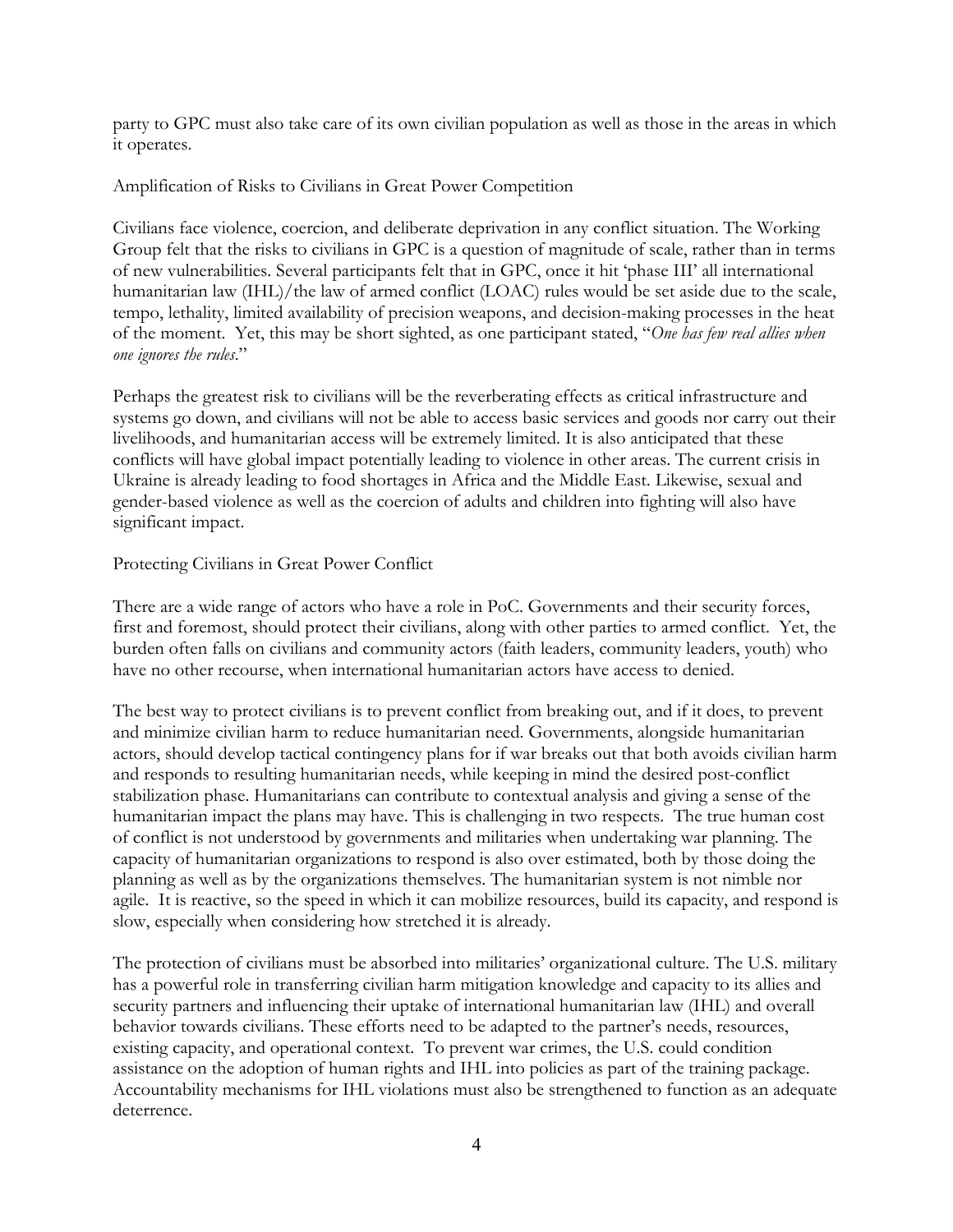party to GPC must also take care of its own civilian population as well as those in the areas in which it operates.

## Amplification of Risks to Civilians in Great Power Competition

Civilians face violence, coercion, and deliberate deprivation in any conflict situation. The Working Group felt that the risks to civilians in GPC is a question of magnitude of scale, rather than in terms of new vulnerabilities. Several participants felt that in GPC, once it hit 'phase III' all international humanitarian law (IHL)/the law of armed conflict (LOAC) rules would be set aside due to the scale, tempo, lethality, limited availability of precision weapons, and decision-making processes in the heat of the moment. Yet, this may be short sighted, as one participant stated, "*One has few real allies when one ignores the rules*."

Perhaps the greatest risk to civilians will be the reverberating effects as critical infrastructure and systems go down, and civilians will not be able to access basic services and goods nor carry out their livelihoods, and humanitarian access will be extremely limited. It is also anticipated that these conflicts will have global impact potentially leading to violence in other areas. The current crisis in Ukraine is already leading to food shortages in Africa and the Middle East. Likewise, sexual and gender-based violence as well as the coercion of adults and children into fighting will also have significant impact.

## Protecting Civilians in Great Power Conflict

There are a wide range of actors who have a role in PoC. Governments and their security forces, first and foremost, should protect their civilians, along with other parties to armed conflict. Yet, the burden often falls on civilians and community actors (faith leaders, community leaders, youth) who have no other recourse, when international humanitarian actors have access to denied.

The best way to protect civilians is to prevent conflict from breaking out, and if it does, to prevent and minimize civilian harm to reduce humanitarian need. Governments, alongside humanitarian actors, should develop tactical contingency plans for if war breaks out that both avoids civilian harm and responds to resulting humanitarian needs, while keeping in mind the desired post-conflict stabilization phase. Humanitarians can contribute to contextual analysis and giving a sense of the humanitarian impact the plans may have. This is challenging in two respects. The true human cost of conflict is not understood by governments and militaries when undertaking war planning. The capacity of humanitarian organizations to respond is also over estimated, both by those doing the planning as well as by the organizations themselves. The humanitarian system is not nimble nor agile. It is reactive, so the speed in which it can mobilize resources, build its capacity, and respond is slow, especially when considering how stretched it is already.

The protection of civilians must be absorbed into militaries' organizational culture. The U.S. military has a powerful role in transferring civilian harm mitigation knowledge and capacity to its allies and security partners and influencing their uptake of international humanitarian law (IHL) and overall behavior towards civilians. These efforts need to be adapted to the partner's needs, resources, existing capacity, and operational context. To prevent war crimes, the U.S. could condition assistance on the adoption of human rights and IHL into policies as part of the training package. Accountability mechanisms for IHL violations must also be strengthened to function as an adequate deterrence.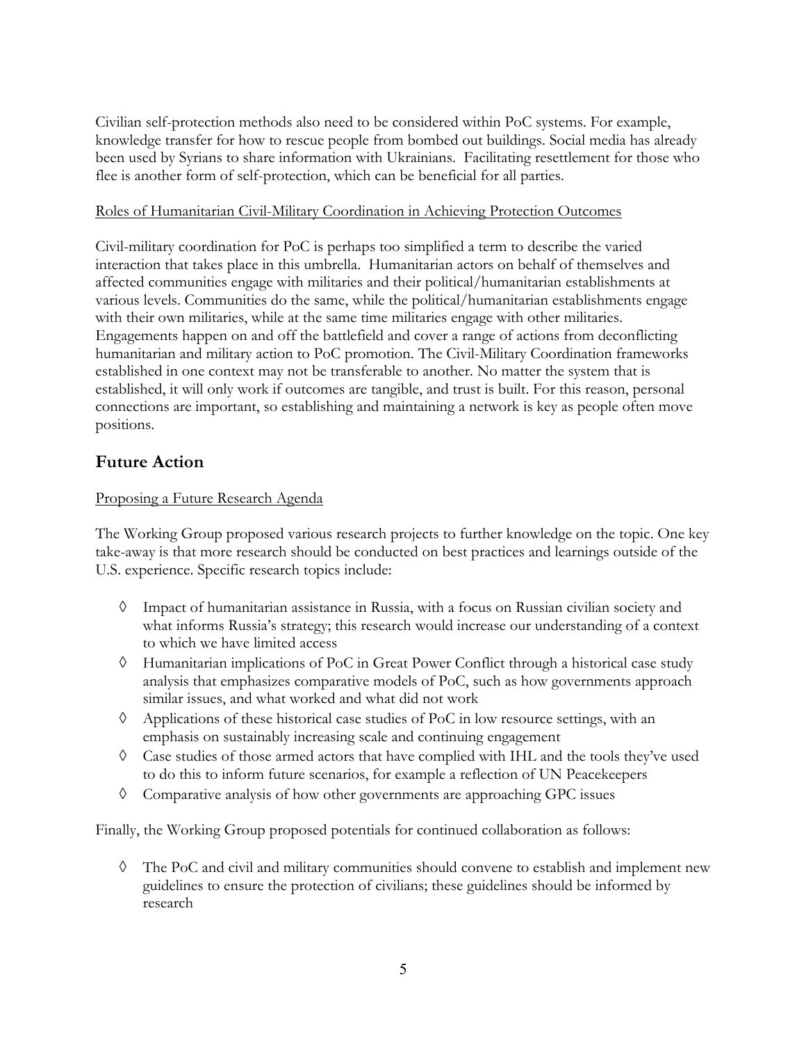Civilian self-protection methods also need to be considered within PoC systems. For example, knowledge transfer for how to rescue people from bombed out buildings. Social media has already been used by Syrians to share information with Ukrainians. Facilitating resettlement for those who flee is another form of self-protection, which can be beneficial for all parties.

### Roles of Humanitarian Civil-Military Coordination in Achieving Protection Outcomes

Civil-military coordination for PoC is perhaps too simplified a term to describe the varied interaction that takes place in this umbrella. Humanitarian actors on behalf of themselves and affected communities engage with militaries and their political/humanitarian establishments at various levels. Communities do the same, while the political/humanitarian establishments engage with their own militaries, while at the same time militaries engage with other militaries. Engagements happen on and off the battlefield and cover a range of actions from deconflicting humanitarian and military action to PoC promotion. The Civil-Military Coordination frameworks established in one context may not be transferable to another. No matter the system that is established, it will only work if outcomes are tangible, and trust is built. For this reason, personal connections are important, so establishing and maintaining a network is key as people often move positions.

## Future Action

### Proposing a Future Research Agenda

The Working Group proposed various research projects to further knowledge on the topic. One key take-away is that more research should be conducted on best practices and learnings outside of the U.S. experience. Specific research topics include:

- Impact of humanitarian assistance in Russia, with a focus on Russian civilian society and what informs Russia's strategy; this research would increase our understanding of a context to which we have limited access
- Humanitarian implications of PoC in Great Power Conflict through a historical case study analysis that emphasizes comparative models of PoC, such as how governments approach similar issues, and what worked and what did not work
- Applications of these historical case studies of PoC in low resource settings, with an emphasis on sustainably increasing scale and continuing engagement
- Case studies of those armed actors that have complied with IHL and the tools they've used to do this to inform future scenarios, for example a reflection of UN Peacekeepers
- Comparative analysis of how other governments are approaching GPC issues

Finally, the Working Group proposed potentials for continued collaboration as follows:

- The PoC and civil and military communities should convene to establish and implement new guidelines to ensure the protection of civilians; these guidelines should be informed by research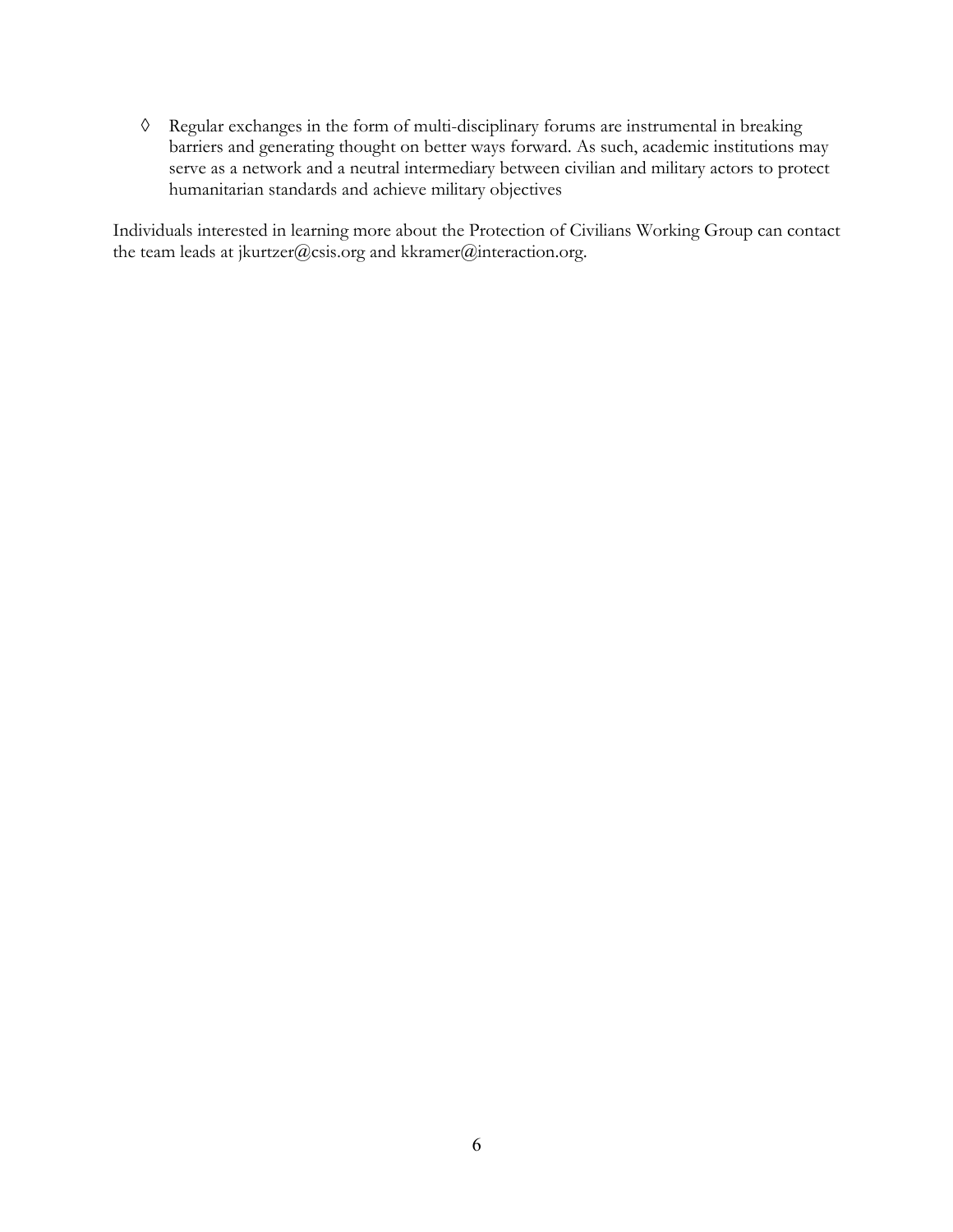- Regular exchanges in the form of multi-disciplinary forums are instrumental in breaking barriers and generating thought on better ways forward. As such, academic institutions may serve as a network and a neutral intermediary between civilian and military actors to protect humanitarian standards and achieve military objectives

Individuals interested in learning more about the Protection of Civilians Working Group can contact the team leads at jkurtzer@csis.org and kkramer@interaction.org.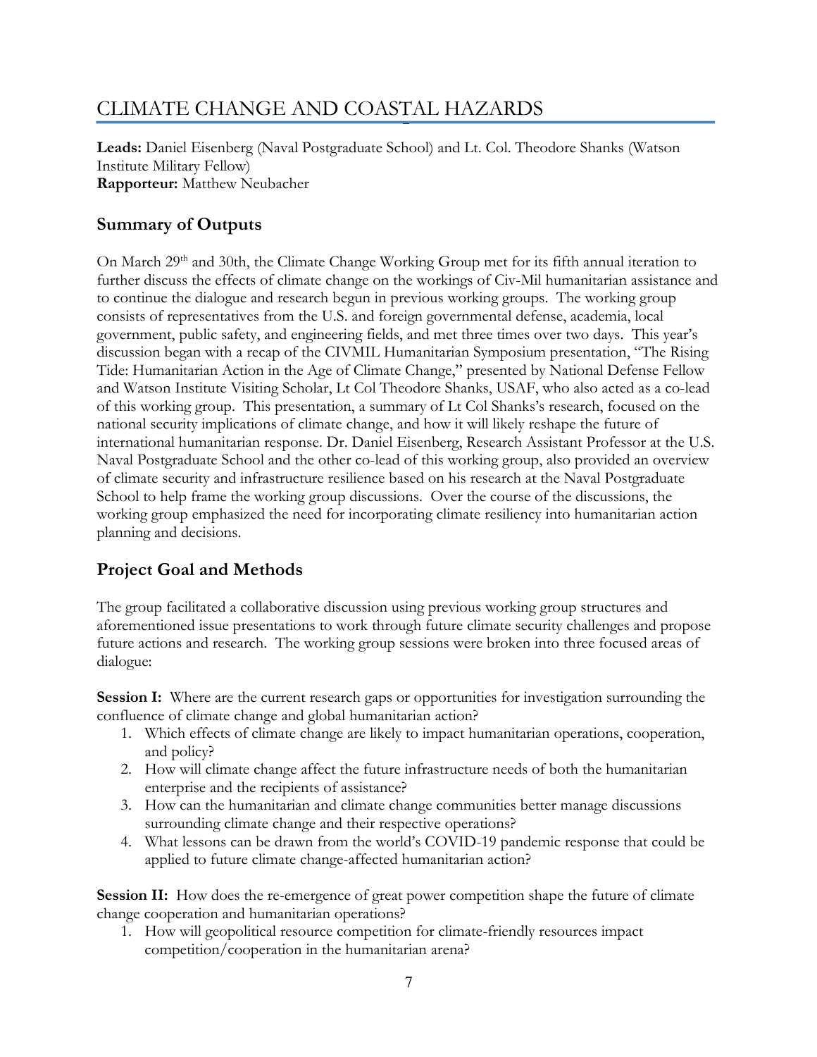# CLIMATE CHANGE AND COASTAL HAZARDS

**Leads:** Daniel Eisenberg (Naval Postgraduate School) and Lt. Col. Theodore Shanks (Watson Institute Military Fellow)
**Rapporteur:** Matthew Neubacher

## Summary of Outputs

On March 29th and 30th, the Climate Change Working Group met for its fifth annual iteration to further discuss the effects of climate change on the workings of Civ-Mil humanitarian assistance and to continue the dialogue and research begun in previous working groups. The working group consists of representatives from the U.S. and foreign governmental defense, academia, local government, public safety, and engineering fields, and met three times over two days. This year's discussion began with a recap of the CIVMIL Humanitarian Symposium presentation, "The Rising Tide: Humanitarian Action in the Age of Climate Change," presented by National Defense Fellow and Watson Institute Visiting Scholar, Lt Col Theodore Shanks, USAF, who also acted as a co-lead of this working group. This presentation, a summary of Lt Col Shanks's research, focused on the national security implications of climate change, and how it will likely reshape the future of international humanitarian response. Dr. Daniel Eisenberg, Research Assistant Professor at the U.S. Naval Postgraduate School and the other co-lead of this working group, also provided an overview of climate security and infrastructure resilience based on his research at the Naval Postgraduate School to help frame the working group discussions. Over the course of the discussions, the working group emphasized the need for incorporating climate resiliency into humanitarian action planning and decisions.

## Project Goal and Methods

The group facilitated a collaborative discussion using previous working group structures and aforementioned issue presentations to work through future climate security challenges and propose future actions and research. The working group sessions were broken into three focused areas of dialogue:

**Session I:** Where are the current research gaps or opportunities for investigation surrounding the confluence of climate change and global humanitarian action?

1. Which effects of climate change are likely to impact humanitarian operations, cooperation, and policy?
2. How will climate change affect the future infrastructure needs of both the humanitarian enterprise and the recipients of assistance?
3. How can the humanitarian and climate change communities better manage discussions surrounding climate change and their respective operations?
4. What lessons can be drawn from the world's COVID-19 pandemic response that could be applied to future climate change-affected humanitarian action?

**Session II:** How does the re-emergence of great power competition shape the future of climate change cooperation and humanitarian operations?

1. How will geopolitical resource competition for climate-friendly resources impact competition/cooperation in the humanitarian arena?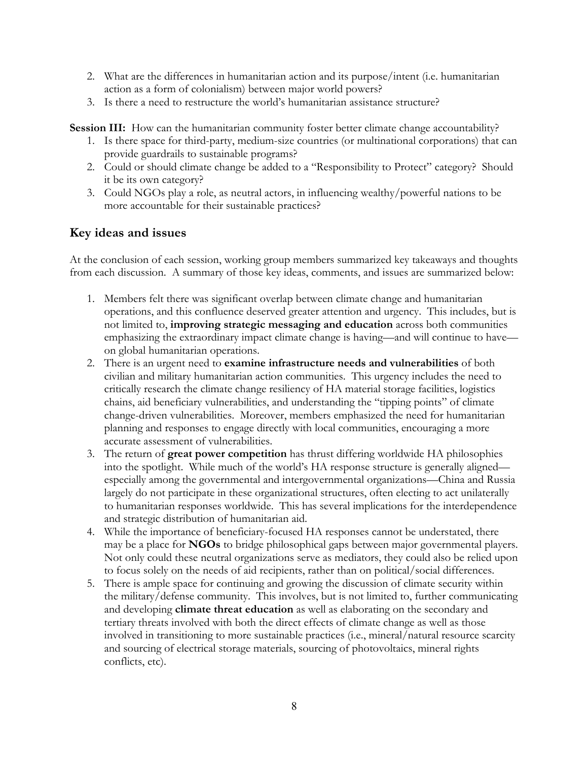2. What are the differences in humanitarian action and its purpose/intent (i.e. humanitarian action as a form of colonialism) between major world powers?
3. Is there a need to restructure the world's humanitarian assistance structure?

**Session III:** How can the humanitarian community foster better climate change accountability?

1. Is there space for third-party, medium-size countries (or multinational corporations) that can provide guardrails to sustainable programs?
2. Could or should climate change be added to a "Responsibility to Protect" category? Should it be its own category?
3. Could NGOs play a role, as neutral actors, in influencing wealthy/powerful nations to be more accountable for their sustainable practices?

## Key ideas and issues

At the conclusion of each session, working group members summarized key takeaways and thoughts from each discussion. A summary of those key ideas, comments, and issues are summarized below:

1. Members felt there was significant overlap between climate change and humanitarian operations, and this confluence deserved greater attention and urgency. This includes, but is not limited to, **improving strategic messaging and education** across both communities emphasizing the extraordinary impact climate change is having—and will continue to have—on global humanitarian operations.
2. There is an urgent need to **examine infrastructure needs and vulnerabilities** of both civilian and military humanitarian action communities. This urgency includes the need to critically research the climate change resiliency of HA material storage facilities, logistics chains, aid beneficiary vulnerabilities, and understanding the "tipping points" of climate change-driven vulnerabilities. Moreover, members emphasized the need for humanitarian planning and responses to engage directly with local communities, encouraging a more accurate assessment of vulnerabilities.
3. The return of **great power competition** has thrust differing worldwide HA philosophies into the spotlight. While much of the world's HA response structure is generally aligned—especially among the governmental and intergovernmental organizations—China and Russia largely do not participate in these organizational structures, often electing to act unilaterally to humanitarian responses worldwide. This has several implications for the interdependence and strategic distribution of humanitarian aid.
4. While the importance of beneficiary-focused HA responses cannot be understated, there may be a place for **NGOs** to bridge philosophical gaps between major governmental players. Not only could these neutral organizations serve as mediators, they could also be relied upon to focus solely on the needs of aid recipients, rather than on political/social differences.
5. There is ample space for continuing and growing the discussion of climate security within the military/defense community. This involves, but is not limited to, further communicating and developing **climate threat education** as well as elaborating on the secondary and tertiary threats involved with both the direct effects of climate change as well as those involved in transitioning to more sustainable practices (i.e., mineral/natural resource scarcity and sourcing of electrical storage materials, sourcing of photovoltaics, mineral rights conflicts, etc).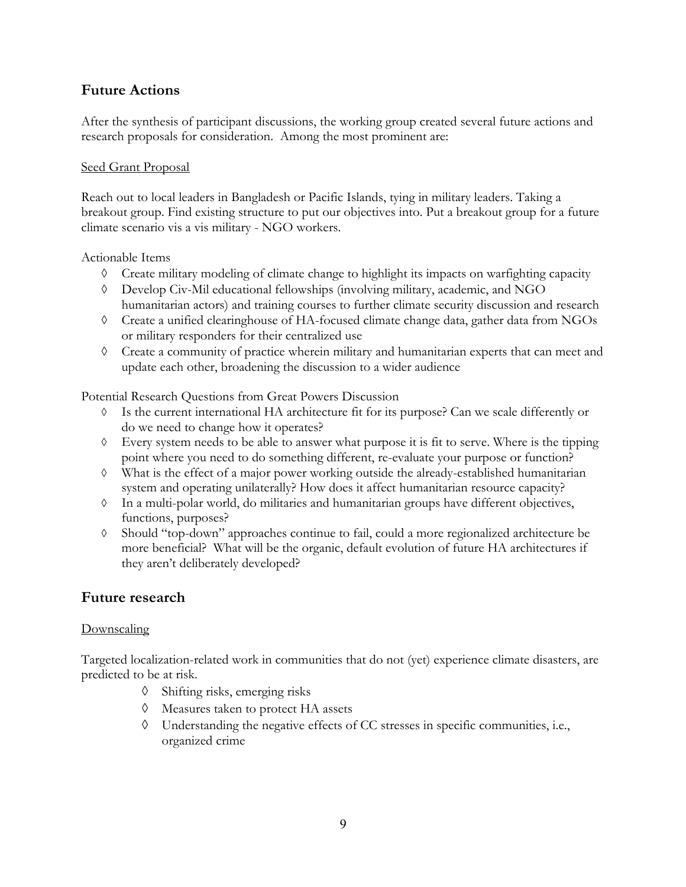## Future Actions

After the synthesis of participant discussions, the working group created several future actions and research proposals for consideration. Among the most prominent are:

Seed Grant Proposal

Reach out to local leaders in Bangladesh or Pacific Islands, tying in military leaders. Taking a breakout group. Find existing structure to put our objectives into. Put a breakout group for a future climate scenario vis a vis military - NGO workers.

Actionable Items

- ◊ Create military modeling of climate change to highlight its impacts on warfighting capacity
- ◊ Develop Civ-Mil educational fellowships (involving military, academic, and NGO humanitarian actors) and training courses to further climate security discussion and research
- ◊ Create a unified clearinghouse of HA-focused climate change data, gather data from NGOs or military responders for their centralized use
- ◊ Create a community of practice wherein military and humanitarian experts that can meet and update each other, broadening the discussion to a wider audience

Potential Research Questions from Great Powers Discussion

- ◊ Is the current international HA architecture fit for its purpose? Can we scale differently or do we need to change how it operates?
- ◊ Every system needs to be able to answer what purpose it is fit to serve. Where is the tipping point where you need to do something different, re-evaluate your purpose or function?
- ◊ What is the effect of a major power working outside the already-established humanitarian system and operating unilaterally? How does it affect humanitarian resource capacity?
- ◊ In a multi-polar world, do militaries and humanitarian groups have different objectives, functions, purposes?
- ◊ Should "top-down" approaches continue to fail, could a more regionalized architecture be more beneficial? What will be the organic, default evolution of future HA architectures if they aren't deliberately developed?

## Future research

Downscaling

Targeted localization-related work in communities that do not (yet) experience climate disasters, are predicted to be at risk.

- ◊ Shifting risks, emerging risks
- ◊ Measures taken to protect HA assets
- ◊ Understanding the negative effects of CC stresses in specific communities, i.e., organized crime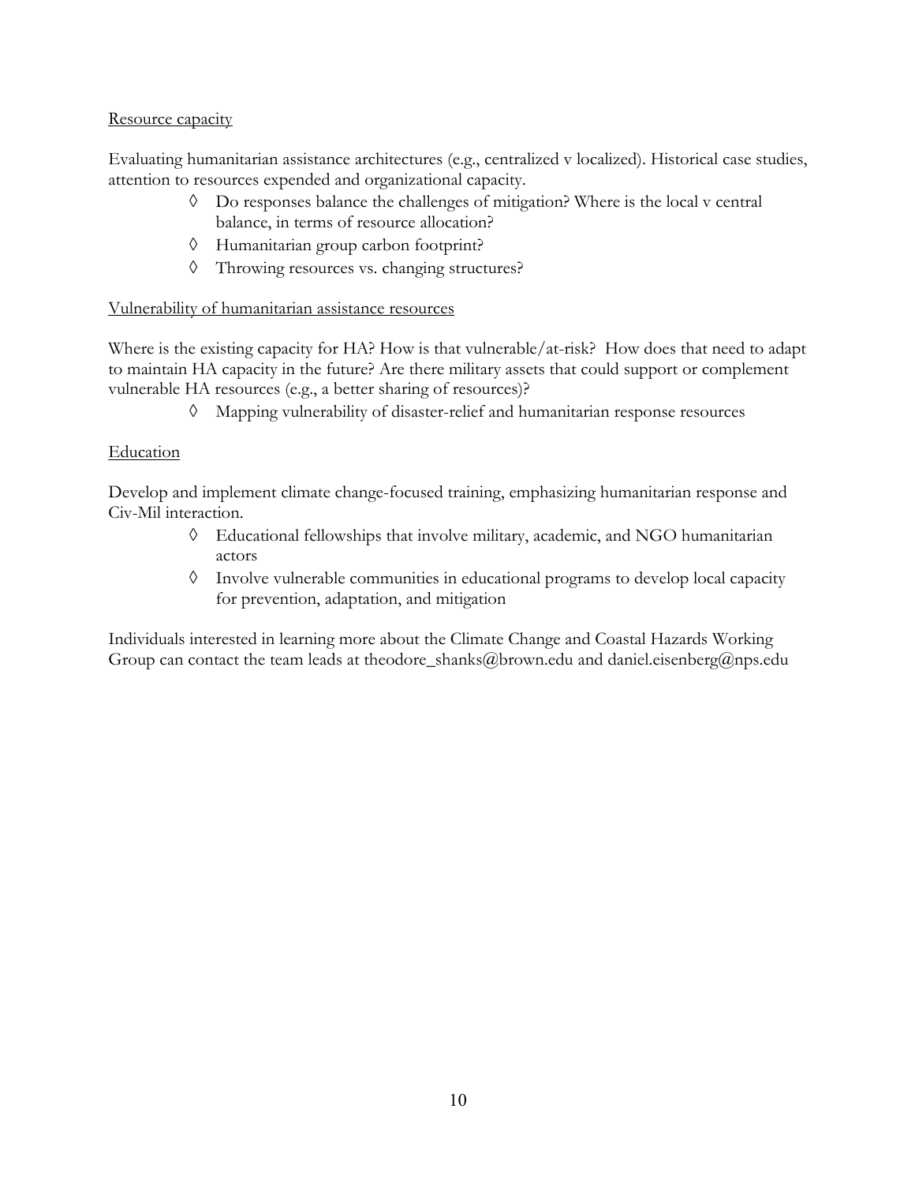Resource capacity

Evaluating humanitarian assistance architectures (e.g., centralized v localized). Historical case studies, attention to resources expended and organizational capacity.

- ◊ Do responses balance the challenges of mitigation? Where is the local v central balance, in terms of resource allocation?
- ◊ Humanitarian group carbon footprint?
- ◊ Throwing resources vs. changing structures?

Vulnerability of humanitarian assistance resources

Where is the existing capacity for HA? How is that vulnerable/at-risk? How does that need to adapt to maintain HA capacity in the future? Are there military assets that could support or complement vulnerable HA resources (e.g., a better sharing of resources)?

- ◊ Mapping vulnerability of disaster-relief and humanitarian response resources

Education

Develop and implement climate change-focused training, emphasizing humanitarian response and Civ-Mil interaction.

- ◊ Educational fellowships that involve military, academic, and NGO humanitarian actors
- ◊ Involve vulnerable communities in educational programs to develop local capacity for prevention, adaptation, and mitigation

Individuals interested in learning more about the Climate Change and Coastal Hazards Working Group can contact the team leads at theodore_shanks@brown.edu and daniel.eisenberg@nps.edu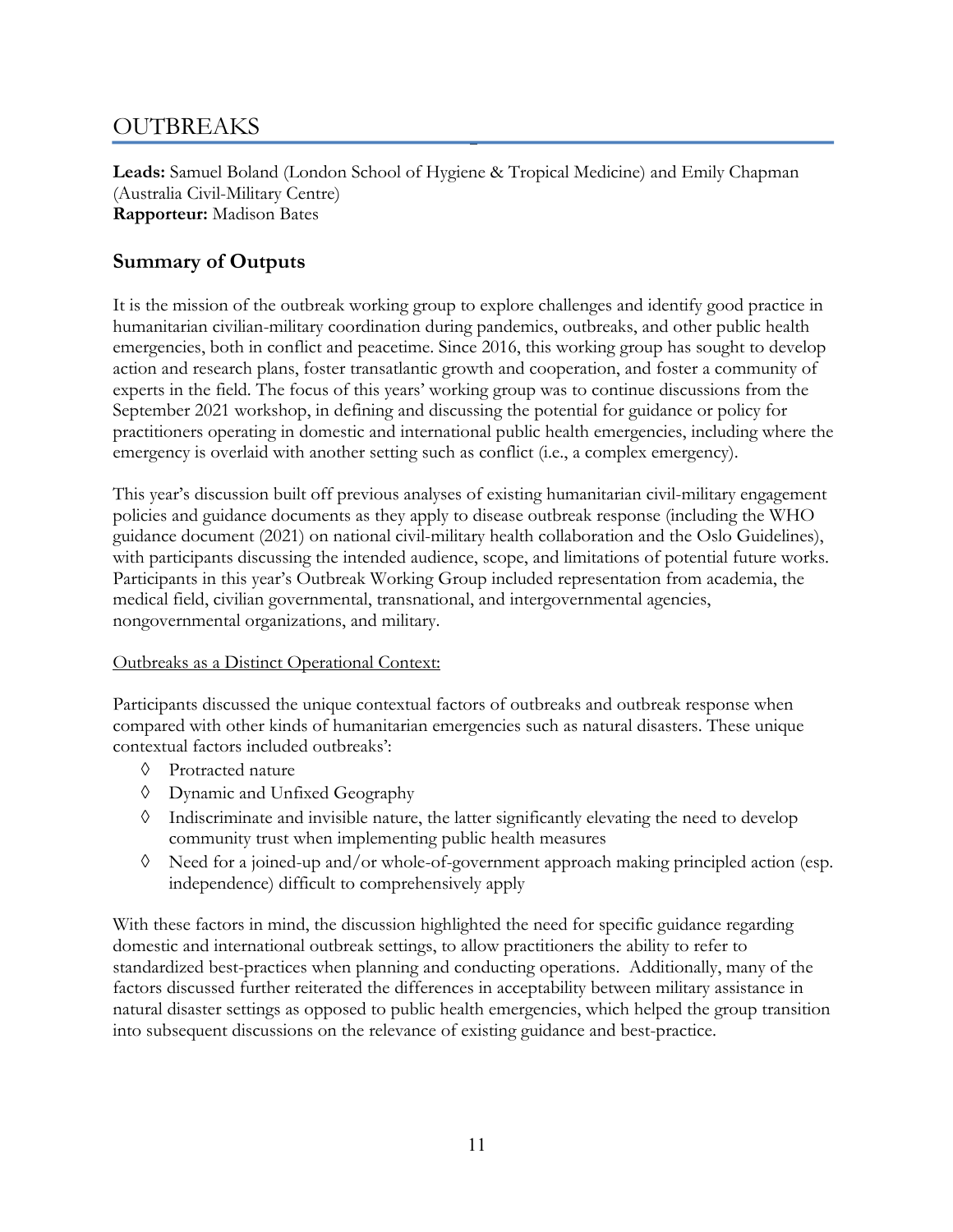# OUTBREAKS

**Leads:** Samuel Boland (London School of Hygiene & Tropical Medicine) and Emily Chapman (Australia Civil-Military Centre)
**Rapporteur:** Madison Bates

## Summary of Outputs

It is the mission of the outbreak working group to explore challenges and identify good practice in humanitarian civilian-military coordination during pandemics, outbreaks, and other public health emergencies, both in conflict and peacetime. Since 2016, this working group has sought to develop action and research plans, foster transatlantic growth and cooperation, and foster a community of experts in the field. The focus of this years' working group was to continue discussions from the September 2021 workshop, in defining and discussing the potential for guidance or policy for practitioners operating in domestic and international public health emergencies, including where the emergency is overlaid with another setting such as conflict (i.e., a complex emergency).

This year's discussion built off previous analyses of existing humanitarian civil-military engagement policies and guidance documents as they apply to disease outbreak response (including the WHO guidance document (2021) on national civil-military health collaboration and the Oslo Guidelines), with participants discussing the intended audience, scope, and limitations of potential future works. Participants in this year's Outbreak Working Group included representation from academia, the medical field, civilian governmental, transnational, and intergovernmental agencies, nongovernmental organizations, and military.

<u>Outbreaks as a Distinct Operational Context:</u>

Participants discussed the unique contextual factors of outbreaks and outbreak response when compared with other kinds of humanitarian emergencies such as natural disasters. These unique contextual factors included outbreaks':

- Protracted nature
- Dynamic and Unfixed Geography
- Indiscriminate and invisible nature, the latter significantly elevating the need to develop community trust when implementing public health measures
- Need for a joined-up and/or whole-of-government approach making principled action (esp. independence) difficult to comprehensively apply

With these factors in mind, the discussion highlighted the need for specific guidance regarding domestic and international outbreak settings, to allow practitioners the ability to refer to standardized best-practices when planning and conducting operations. Additionally, many of the factors discussed further reiterated the differences in acceptability between military assistance in natural disaster settings as opposed to public health emergencies, which helped the group transition into subsequent discussions on the relevance of existing guidance and best-practice.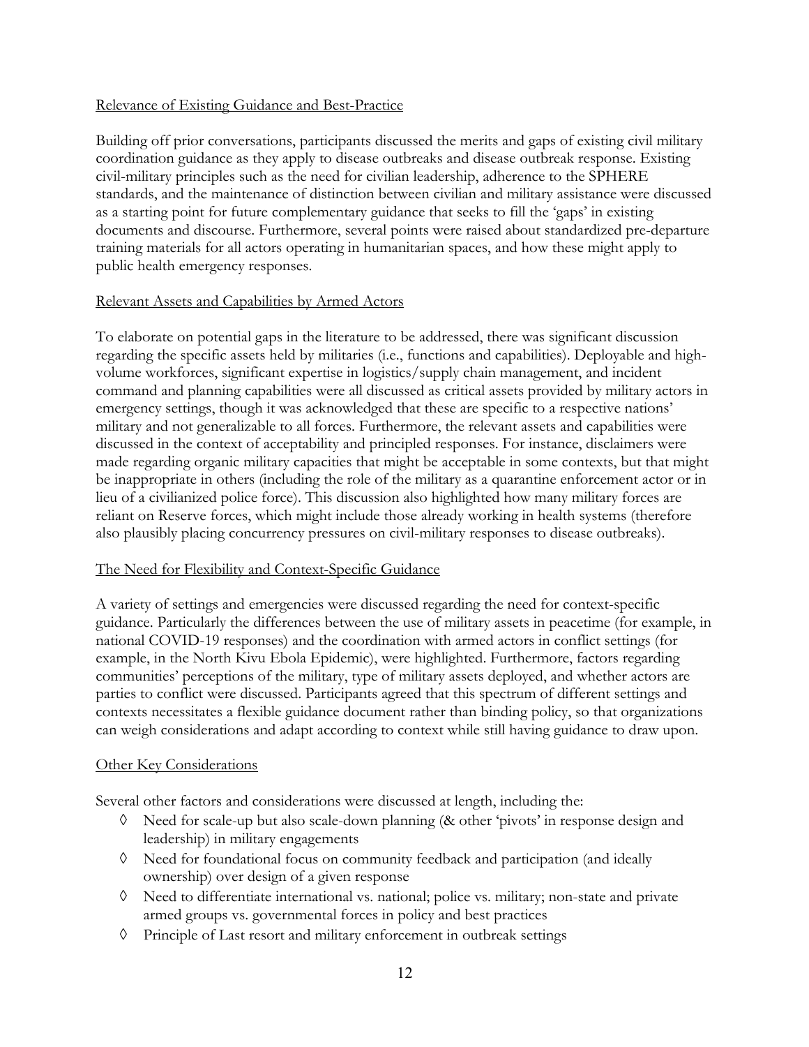### Relevance of Existing Guidance and Best-Practice

Building off prior conversations, participants discussed the merits and gaps of existing civil military coordination guidance as they apply to disease outbreaks and disease outbreak response. Existing civil-military principles such as the need for civilian leadership, adherence to the SPHERE standards, and the maintenance of distinction between civilian and military assistance were discussed as a starting point for future complementary guidance that seeks to fill the 'gaps' in existing documents and discourse. Furthermore, several points were raised about standardized pre-departure training materials for all actors operating in humanitarian spaces, and how these might apply to public health emergency responses.

### Relevant Assets and Capabilities by Armed Actors

To elaborate on potential gaps in the literature to be addressed, there was significant discussion regarding the specific assets held by militaries (i.e., functions and capabilities). Deployable and high-volume workforces, significant expertise in logistics/supply chain management, and incident command and planning capabilities were all discussed as critical assets provided by military actors in emergency settings, though it was acknowledged that these are specific to a respective nations' military and not generalizable to all forces. Furthermore, the relevant assets and capabilities were discussed in the context of acceptability and principled responses. For instance, disclaimers were made regarding organic military capacities that might be acceptable in some contexts, but that might be inappropriate in others (including the role of the military as a quarantine enforcement actor or in lieu of a civilianized police force). This discussion also highlighted how many military forces are reliant on Reserve forces, which might include those already working in health systems (therefore also plausibly placing concurrency pressures on civil-military responses to disease outbreaks).

### The Need for Flexibility and Context-Specific Guidance

A variety of settings and emergencies were discussed regarding the need for context-specific guidance. Particularly the differences between the use of military assets in peacetime (for example, in national COVID-19 responses) and the coordination with armed actors in conflict settings (for example, in the North Kivu Ebola Epidemic), were highlighted. Furthermore, factors regarding communities' perceptions of the military, type of military assets deployed, and whether actors are parties to conflict were discussed. Participants agreed that this spectrum of different settings and contexts necessitates a flexible guidance document rather than binding policy, so that organizations can weigh considerations and adapt according to context while still having guidance to draw upon.

### Other Key Considerations

Several other factors and considerations were discussed at length, including the:

- Need for scale-up but also scale-down planning (& other 'pivots' in response design and leadership) in military engagements
- Need for foundational focus on community feedback and participation (and ideally ownership) over design of a given response
- Need to differentiate international vs. national; police vs. military; non-state and private armed groups vs. governmental forces in policy and best practices
- Principle of Last resort and military enforcement in outbreak settings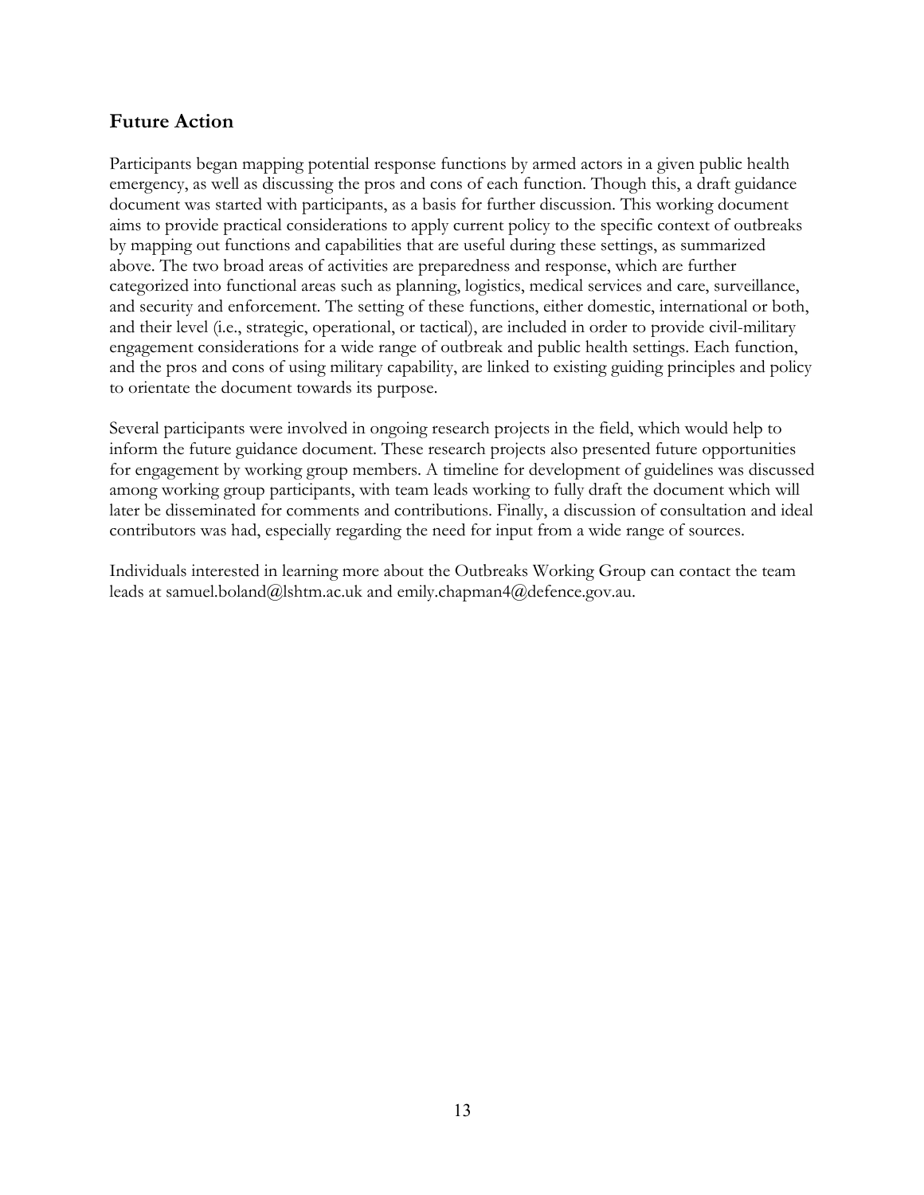## Future Action

Participants began mapping potential response functions by armed actors in a given public health emergency, as well as discussing the pros and cons of each function. Though this, a draft guidance document was started with participants, as a basis for further discussion. This working document aims to provide practical considerations to apply current policy to the specific context of outbreaks by mapping out functions and capabilities that are useful during these settings, as summarized above. The two broad areas of activities are preparedness and response, which are further categorized into functional areas such as planning, logistics, medical services and care, surveillance, and security and enforcement. The setting of these functions, either domestic, international or both, and their level (i.e., strategic, operational, or tactical), are included in order to provide civil-military engagement considerations for a wide range of outbreak and public health settings. Each function, and the pros and cons of using military capability, are linked to existing guiding principles and policy to orientate the document towards its purpose.

Several participants were involved in ongoing research projects in the field, which would help to inform the future guidance document. These research projects also presented future opportunities for engagement by working group members. A timeline for development of guidelines was discussed among working group participants, with team leads working to fully draft the document which will later be disseminated for comments and contributions. Finally, a discussion of consultation and ideal contributors was had, especially regarding the need for input from a wide range of sources.

Individuals interested in learning more about the Outbreaks Working Group can contact the team leads at samuel.boland@lshtm.ac.uk and emily.chapman4@defence.gov.au.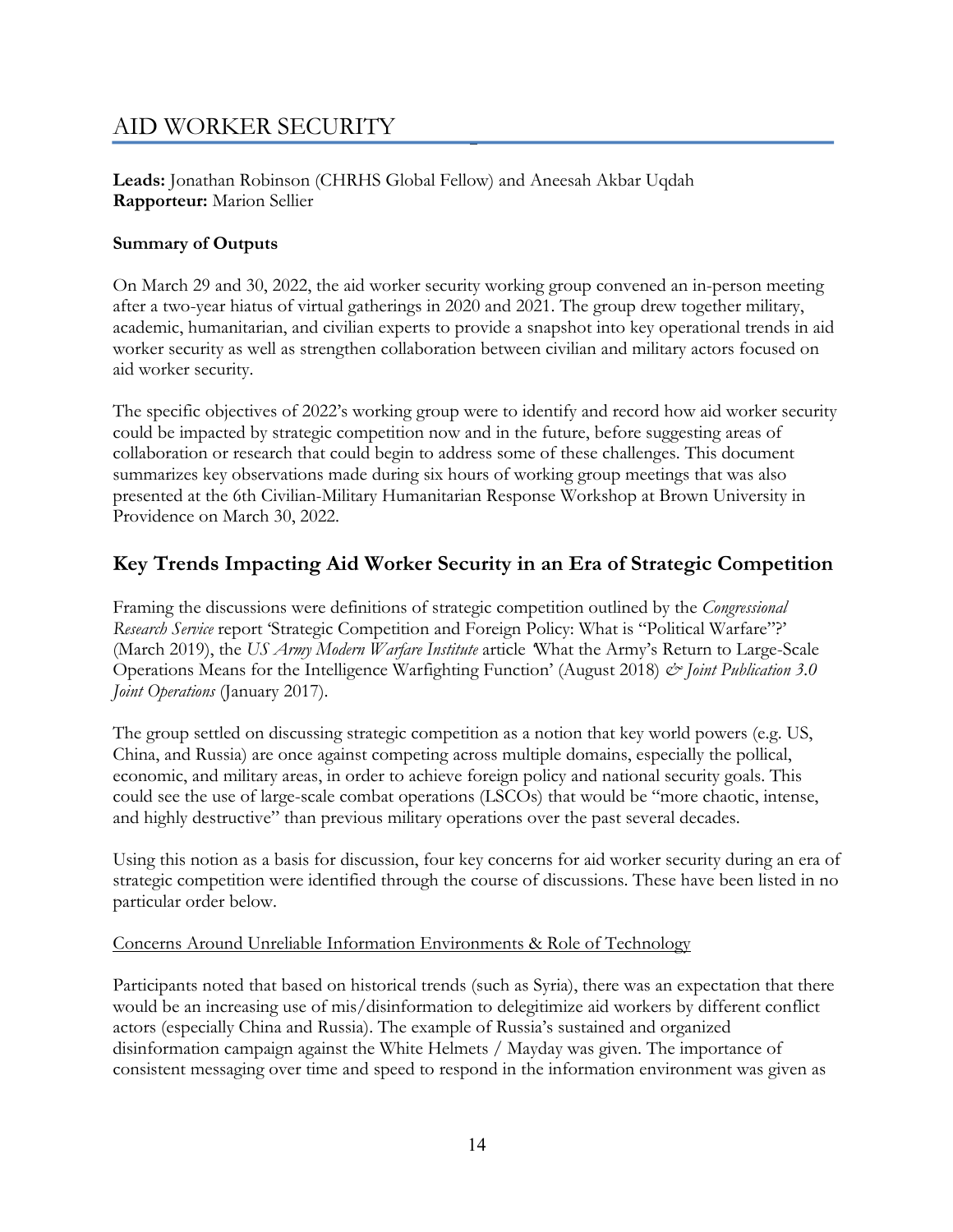# AID WORKER SECURITY

**Leads:** Jonathan Robinson (CHRHS Global Fellow) and Aneesah Akbar Uqdah
**Rapporteur:** Marion Sellier

**Summary of Outputs**

On March 29 and 30, 2022, the aid worker security working group convened an in-person meeting after a two-year hiatus of virtual gatherings in 2020 and 2021. The group drew together military, academic, humanitarian, and civilian experts to provide a snapshot into key operational trends in aid worker security as well as strengthen collaboration between civilian and military actors focused on aid worker security.

The specific objectives of 2022's working group were to identify and record how aid worker security could be impacted by strategic competition now and in the future, before suggesting areas of collaboration or research that could begin to address some of these challenges. This document summarizes key observations made during six hours of working group meetings that was also presented at the 6th Civilian-Military Humanitarian Response Workshop at Brown University in Providence on March 30, 2022.

## Key Trends Impacting Aid Worker Security in an Era of Strategic Competition

Framing the discussions were definitions of strategic competition outlined by the *Congressional Research Service* report 'Strategic Competition and Foreign Policy: What is "Political Warfare"?' (March 2019), the *US Army Modern Warfare Institute* article 'What the Army's Return to Large-Scale Operations Means for the Intelligence Warfighting Function' (August 2018) *& Joint Publication 3.0 Joint Operations* (January 2017).

The group settled on discussing strategic competition as a notion that key world powers (e.g. US, China, and Russia) are once against competing across multiple domains, especially the pollical, economic, and military areas, in order to achieve foreign policy and national security goals. This could see the use of large-scale combat operations (LSCOs) that would be "more chaotic, intense, and highly destructive" than previous military operations over the past several decades.

Using this notion as a basis for discussion, four key concerns for aid worker security during an era of strategic competition were identified through the course of discussions. These have been listed in no particular order below.

<u>Concerns Around Unreliable Information Environments & Role of Technology</u>

Participants noted that based on historical trends (such as Syria), there was an expectation that there would be an increasing use of mis/disinformation to delegitimize aid workers by different conflict actors (especially China and Russia). The example of Russia's sustained and organized disinformation campaign against the White Helmets / Mayday was given. The importance of consistent messaging over time and speed to respond in the information environment was given as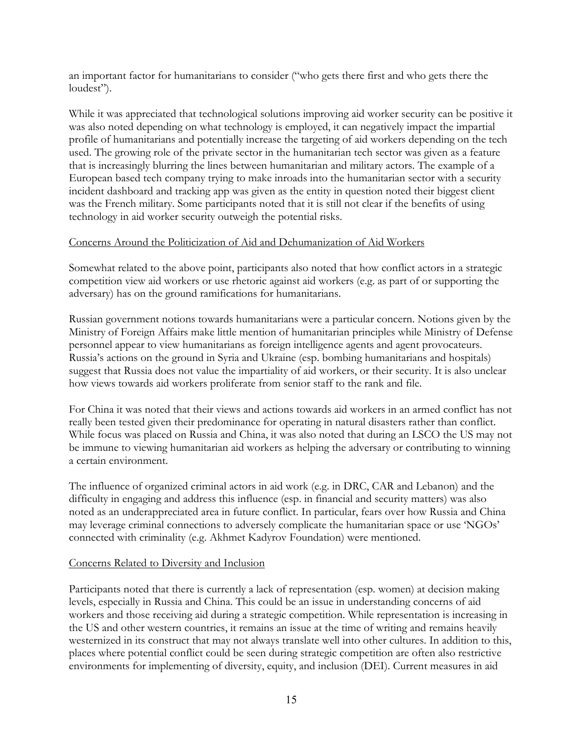an important factor for humanitarians to consider ("who gets there first and who gets there the loudest").

While it was appreciated that technological solutions improving aid worker security can be positive it was also noted depending on what technology is employed, it can negatively impact the impartial profile of humanitarians and potentially increase the targeting of aid workers depending on the tech used. The growing role of the private sector in the humanitarian tech sector was given as a feature that is increasingly blurring the lines between humanitarian and military actors. The example of a European based tech company trying to make inroads into the humanitarian sector with a security incident dashboard and tracking app was given as the entity in question noted their biggest client was the French military. Some participants noted that it is still not clear if the benefits of using technology in aid worker security outweigh the potential risks.

Concerns Around the Politicization of Aid and Dehumanization of Aid Workers

Somewhat related to the above point, participants also noted that how conflict actors in a strategic competition view aid workers or use rhetoric against aid workers (e.g. as part of or supporting the adversary) has on the ground ramifications for humanitarians.

Russian government notions towards humanitarians were a particular concern. Notions given by the Ministry of Foreign Affairs make little mention of humanitarian principles while Ministry of Defense personnel appear to view humanitarians as foreign intelligence agents and agent provocateurs. Russia's actions on the ground in Syria and Ukraine (esp. bombing humanitarians and hospitals) suggest that Russia does not value the impartiality of aid workers, or their security. It is also unclear how views towards aid workers proliferate from senior staff to the rank and file.

For China it was noted that their views and actions towards aid workers in an armed conflict has not really been tested given their predominance for operating in natural disasters rather than conflict. While focus was placed on Russia and China, it was also noted that during an LSCO the US may not be immune to viewing humanitarian aid workers as helping the adversary or contributing to winning a certain environment.

The influence of organized criminal actors in aid work (e.g. in DRC, CAR and Lebanon) and the difficulty in engaging and address this influence (esp. in financial and security matters) was also noted as an underappreciated area in future conflict. In particular, fears over how Russia and China may leverage criminal connections to adversely complicate the humanitarian space or use 'NGOs' connected with criminality (e.g. Akhmet Kadyrov Foundation) were mentioned.

Concerns Related to Diversity and Inclusion

Participants noted that there is currently a lack of representation (esp. women) at decision making levels, especially in Russia and China. This could be an issue in understanding concerns of aid workers and those receiving aid during a strategic competition. While representation is increasing in the US and other western countries, it remains an issue at the time of writing and remains heavily westernized in its construct that may not always translate well into other cultures. In addition to this, places where potential conflict could be seen during strategic competition are often also restrictive environments for implementing of diversity, equity, and inclusion (DEI). Current measures in aid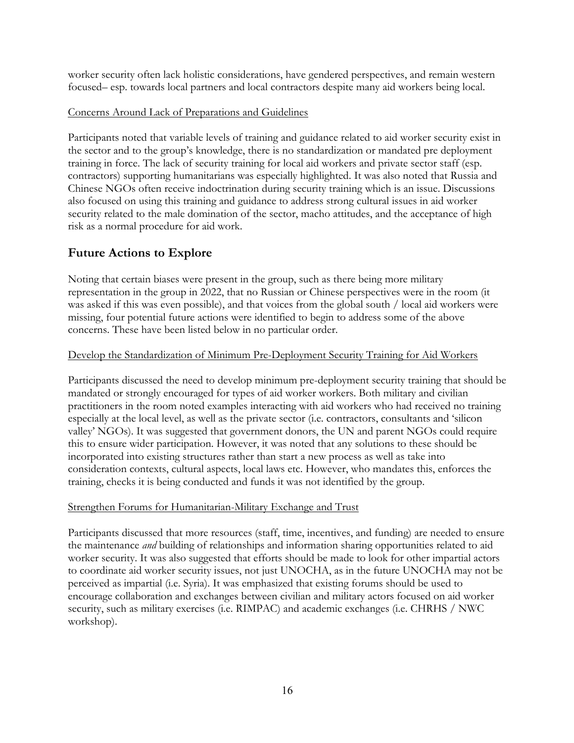worker security often lack holistic considerations, have gendered perspectives, and remain western focused– esp. towards local partners and local contractors despite many aid workers being local.

Concerns Around Lack of Preparations and Guidelines

Participants noted that variable levels of training and guidance related to aid worker security exist in the sector and to the group's knowledge, there is no standardization or mandated pre deployment training in force. The lack of security training for local aid workers and private sector staff (esp. contractors) supporting humanitarians was especially highlighted. It was also noted that Russia and Chinese NGOs often receive indoctrination during security training which is an issue. Discussions also focused on using this training and guidance to address strong cultural issues in aid worker security related to the male domination of the sector, macho attitudes, and the acceptance of high risk as a normal procedure for aid work.

## Future Actions to Explore

Noting that certain biases were present in the group, such as there being more military representation in the group in 2022, that no Russian or Chinese perspectives were in the room (it was asked if this was even possible), and that voices from the global south / local aid workers were missing, four potential future actions were identified to begin to address some of the above concerns. These have been listed below in no particular order.

Develop the Standardization of Minimum Pre-Deployment Security Training for Aid Workers

Participants discussed the need to develop minimum pre-deployment security training that should be mandated or strongly encouraged for types of aid worker workers. Both military and civilian practitioners in the room noted examples interacting with aid workers who had received no training especially at the local level, as well as the private sector (i.e. contractors, consultants and 'silicon valley' NGOs). It was suggested that government donors, the UN and parent NGOs could require this to ensure wider participation. However, it was noted that any solutions to these should be incorporated into existing structures rather than start a new process as well as take into consideration contexts, cultural aspects, local laws etc. However, who mandates this, enforces the training, checks it is being conducted and funds it was not identified by the group.

Strengthen Forums for Humanitarian-Military Exchange and Trust

Participants discussed that more resources (staff, time, incentives, and funding) are needed to ensure the maintenance *and* building of relationships and information sharing opportunities related to aid worker security. It was also suggested that efforts should be made to look for other impartial actors to coordinate aid worker security issues, not just UNOCHA, as in the future UNOCHA may not be perceived as impartial (i.e. Syria). It was emphasized that existing forums should be used to encourage collaboration and exchanges between civilian and military actors focused on aid worker security, such as military exercises (i.e. RIMPAC) and academic exchanges (i.e. CHRHS / NWC workshop).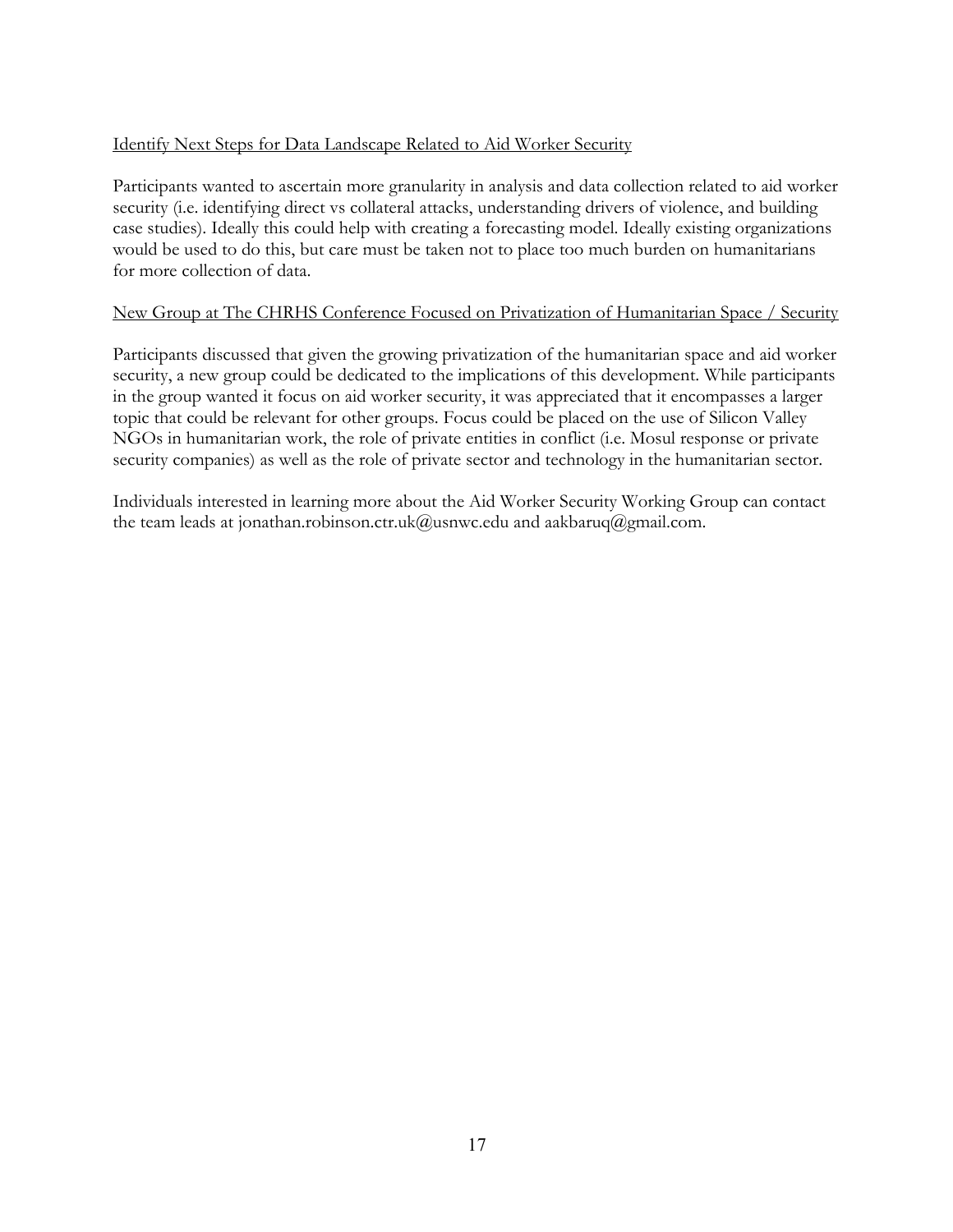<u>Identify Next Steps for Data Landscape Related to Aid Worker Security</u>

Participants wanted to ascertain more granularity in analysis and data collection related to aid worker security (i.e. identifying direct vs collateral attacks, understanding drivers of violence, and building case studies). Ideally this could help with creating a forecasting model. Ideally existing organizations would be used to do this, but care must be taken not to place too much burden on humanitarians for more collection of data.

<u>New Group at The CHRHS Conference Focused on Privatization of Humanitarian Space / Security</u>

Participants discussed that given the growing privatization of the humanitarian space and aid worker security, a new group could be dedicated to the implications of this development. While participants in the group wanted it focus on aid worker security, it was appreciated that it encompasses a larger topic that could be relevant for other groups. Focus could be placed on the use of Silicon Valley NGOs in humanitarian work, the role of private entities in conflict (i.e. Mosul response or private security companies) as well as the role of private sector and technology in the humanitarian sector.

Individuals interested in learning more about the Aid Worker Security Working Group can contact the team leads at jonathan.robinson.ctr.uk@usnwc.edu and aakbaruq@gmail.com.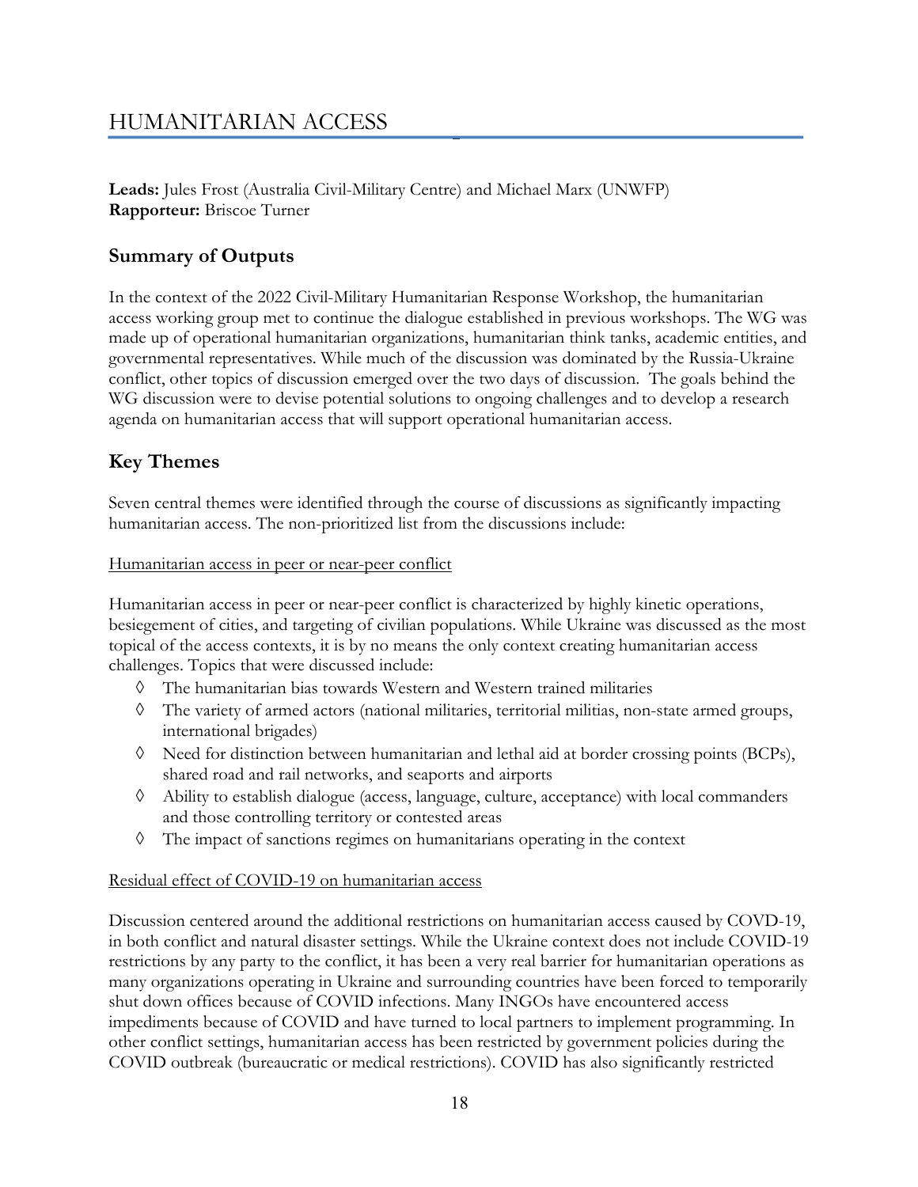# HUMANITARIAN ACCESS

**Leads:** Jules Frost (Australia Civil-Military Centre) and Michael Marx (UNWFP)
**Rapporteur:** Briscoe Turner

## Summary of Outputs

In the context of the 2022 Civil-Military Humanitarian Response Workshop, the humanitarian access working group met to continue the dialogue established in previous workshops. The WG was made up of operational humanitarian organizations, humanitarian think tanks, academic entities, and governmental representatives. While much of the discussion was dominated by the Russia-Ukraine conflict, other topics of discussion emerged over the two days of discussion. The goals behind the WG discussion were to devise potential solutions to ongoing challenges and to develop a research agenda on humanitarian access that will support operational humanitarian access.

## Key Themes

Seven central themes were identified through the course of discussions as significantly impacting humanitarian access. The non-prioritized list from the discussions include:

<u>Humanitarian access in peer or near-peer conflict</u>

Humanitarian access in peer or near-peer conflict is characterized by highly kinetic operations, besiegement of cities, and targeting of civilian populations. While Ukraine was discussed as the most topical of the access contexts, it is by no means the only context creating humanitarian access challenges. Topics that were discussed include:

- The humanitarian bias towards Western and Western trained militaries
- The variety of armed actors (national militaries, territorial militias, non-state armed groups, international brigades)
- Need for distinction between humanitarian and lethal aid at border crossing points (BCPs), shared road and rail networks, and seaports and airports
- Ability to establish dialogue (access, language, culture, acceptance) with local commanders and those controlling territory or contested areas
- The impact of sanctions regimes on humanitarians operating in the context

<u>Residual effect of COVID-19 on humanitarian access</u>

Discussion centered around the additional restrictions on humanitarian access caused by COVD-19, in both conflict and natural disaster settings. While the Ukraine context does not include COVID-19 restrictions by any party to the conflict, it has been a very real barrier for humanitarian operations as many organizations operating in Ukraine and surrounding countries have been forced to temporarily shut down offices because of COVID infections. Many INGOs have encountered access impediments because of COVID and have turned to local partners to implement programming. In other conflict settings, humanitarian access has been restricted by government policies during the COVID outbreak (bureaucratic or medical restrictions). COVID has also significantly restricted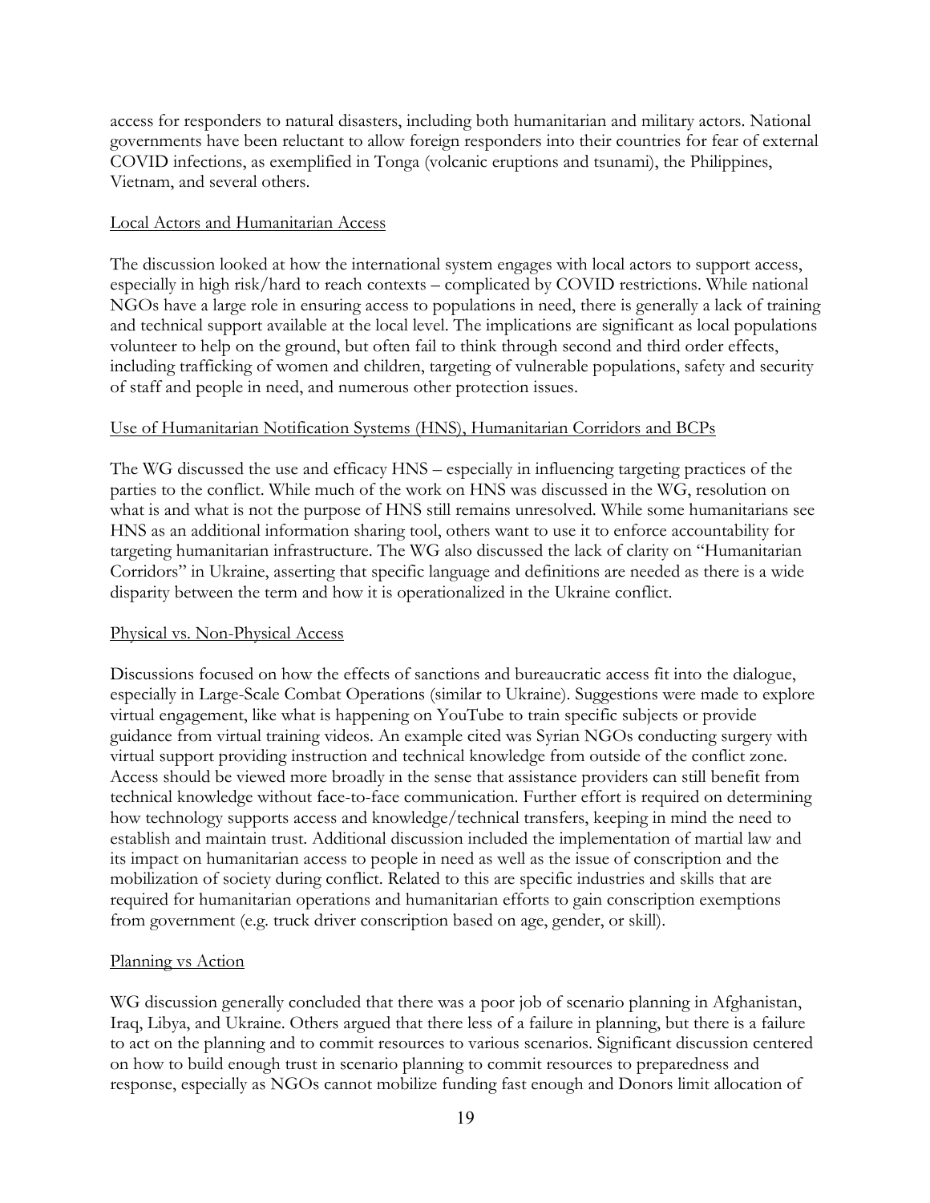access for responders to natural disasters, including both humanitarian and military actors. National governments have been reluctant to allow foreign responders into their countries for fear of external COVID infections, as exemplified in Tonga (volcanic eruptions and tsunami), the Philippines, Vietnam, and several others.

<u>Local Actors and Humanitarian Access</u>

The discussion looked at how the international system engages with local actors to support access, especially in high risk/hard to reach contexts – complicated by COVID restrictions. While national NGOs have a large role in ensuring access to populations in need, there is generally a lack of training and technical support available at the local level. The implications are significant as local populations volunteer to help on the ground, but often fail to think through second and third order effects, including trafficking of women and children, targeting of vulnerable populations, safety and security of staff and people in need, and numerous other protection issues.

<u>Use of Humanitarian Notification Systems (HNS), Humanitarian Corridors and BCPs</u>

The WG discussed the use and efficacy HNS – especially in influencing targeting practices of the parties to the conflict. While much of the work on HNS was discussed in the WG, resolution on what is and what is not the purpose of HNS still remains unresolved. While some humanitarians see HNS as an additional information sharing tool, others want to use it to enforce accountability for targeting humanitarian infrastructure. The WG also discussed the lack of clarity on "Humanitarian Corridors" in Ukraine, asserting that specific language and definitions are needed as there is a wide disparity between the term and how it is operationalized in the Ukraine conflict.

<u>Physical vs. Non-Physical Access</u>

Discussions focused on how the effects of sanctions and bureaucratic access fit into the dialogue, especially in Large-Scale Combat Operations (similar to Ukraine). Suggestions were made to explore virtual engagement, like what is happening on YouTube to train specific subjects or provide guidance from virtual training videos. An example cited was Syrian NGOs conducting surgery with virtual support providing instruction and technical knowledge from outside of the conflict zone. Access should be viewed more broadly in the sense that assistance providers can still benefit from technical knowledge without face-to-face communication. Further effort is required on determining how technology supports access and knowledge/technical transfers, keeping in mind the need to establish and maintain trust. Additional discussion included the implementation of martial law and its impact on humanitarian access to people in need as well as the issue of conscription and the mobilization of society during conflict. Related to this are specific industries and skills that are required for humanitarian operations and humanitarian efforts to gain conscription exemptions from government (e.g. truck driver conscription based on age, gender, or skill).

<u>Planning vs Action</u>

WG discussion generally concluded that there was a poor job of scenario planning in Afghanistan, Iraq, Libya, and Ukraine. Others argued that there less of a failure in planning, but there is a failure to act on the planning and to commit resources to various scenarios. Significant discussion centered on how to build enough trust in scenario planning to commit resources to preparedness and response, especially as NGOs cannot mobilize funding fast enough and Donors limit allocation of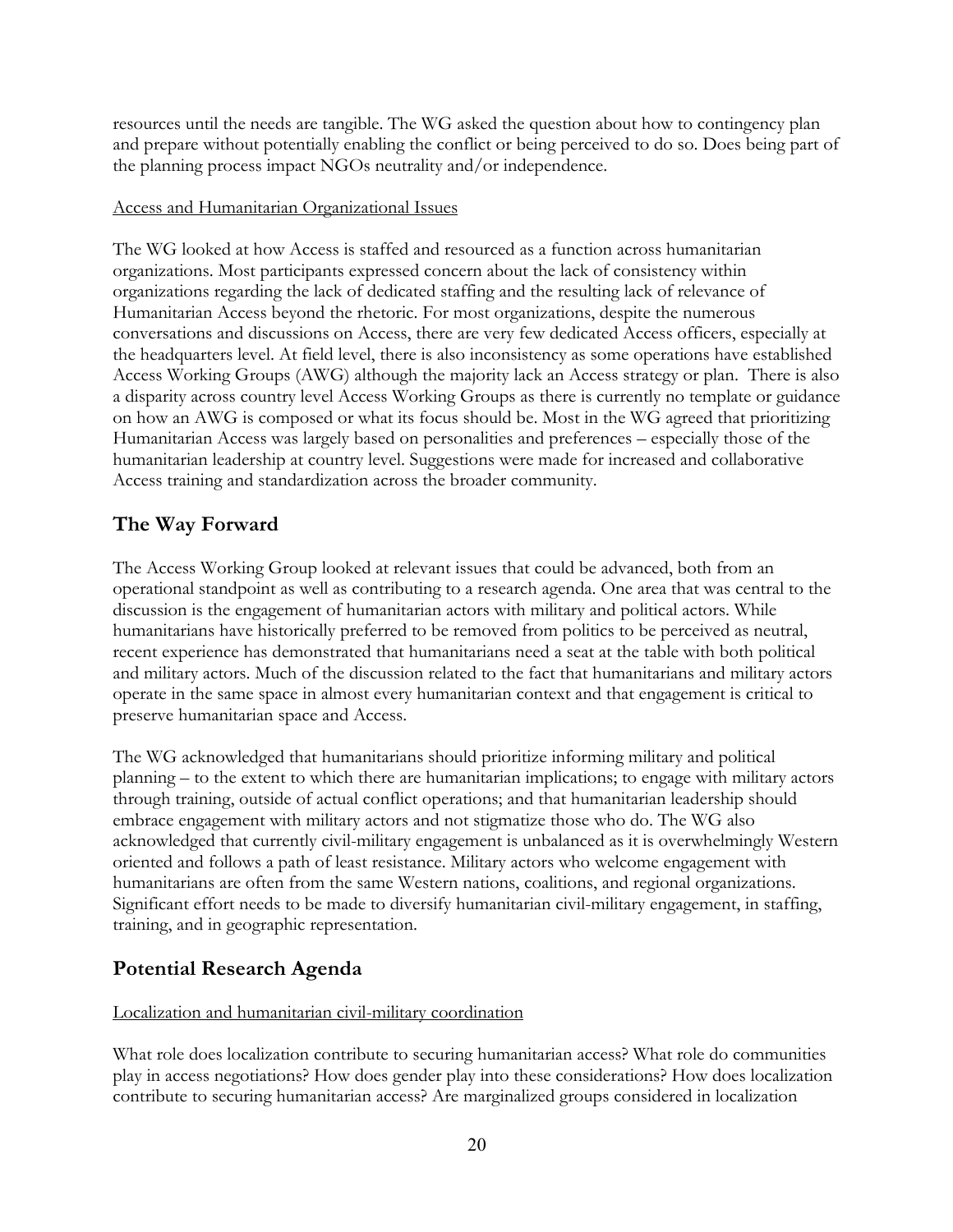resources until the needs are tangible. The WG asked the question about how to contingency plan and prepare without potentially enabling the conflict or being perceived to do so. Does being part of the planning process impact NGOs neutrality and/or independence.

Access and Humanitarian Organizational Issues

The WG looked at how Access is staffed and resourced as a function across humanitarian organizations. Most participants expressed concern about the lack of consistency within organizations regarding the lack of dedicated staffing and the resulting lack of relevance of Humanitarian Access beyond the rhetoric. For most organizations, despite the numerous conversations and discussions on Access, there are very few dedicated Access officers, especially at the headquarters level. At field level, there is also inconsistency as some operations have established Access Working Groups (AWG) although the majority lack an Access strategy or plan. There is also a disparity across country level Access Working Groups as there is currently no template or guidance on how an AWG is composed or what its focus should be. Most in the WG agreed that prioritizing Humanitarian Access was largely based on personalities and preferences – especially those of the humanitarian leadership at country level. Suggestions were made for increased and collaborative Access training and standardization across the broader community.

## The Way Forward

The Access Working Group looked at relevant issues that could be advanced, both from an operational standpoint as well as contributing to a research agenda. One area that was central to the discussion is the engagement of humanitarian actors with military and political actors. While humanitarians have historically preferred to be removed from politics to be perceived as neutral, recent experience has demonstrated that humanitarians need a seat at the table with both political and military actors. Much of the discussion related to the fact that humanitarians and military actors operate in the same space in almost every humanitarian context and that engagement is critical to preserve humanitarian space and Access.

The WG acknowledged that humanitarians should prioritize informing military and political planning – to the extent to which there are humanitarian implications; to engage with military actors through training, outside of actual conflict operations; and that humanitarian leadership should embrace engagement with military actors and not stigmatize those who do. The WG also acknowledged that currently civil-military engagement is unbalanced as it is overwhelmingly Western oriented and follows a path of least resistance. Military actors who welcome engagement with humanitarians are often from the same Western nations, coalitions, and regional organizations. Significant effort needs to be made to diversify humanitarian civil-military engagement, in staffing, training, and in geographic representation.

## Potential Research Agenda

Localization and humanitarian civil-military coordination

What role does localization contribute to securing humanitarian access? What role do communities play in access negotiations? How does gender play into these considerations? How does localization contribute to securing humanitarian access? Are marginalized groups considered in localization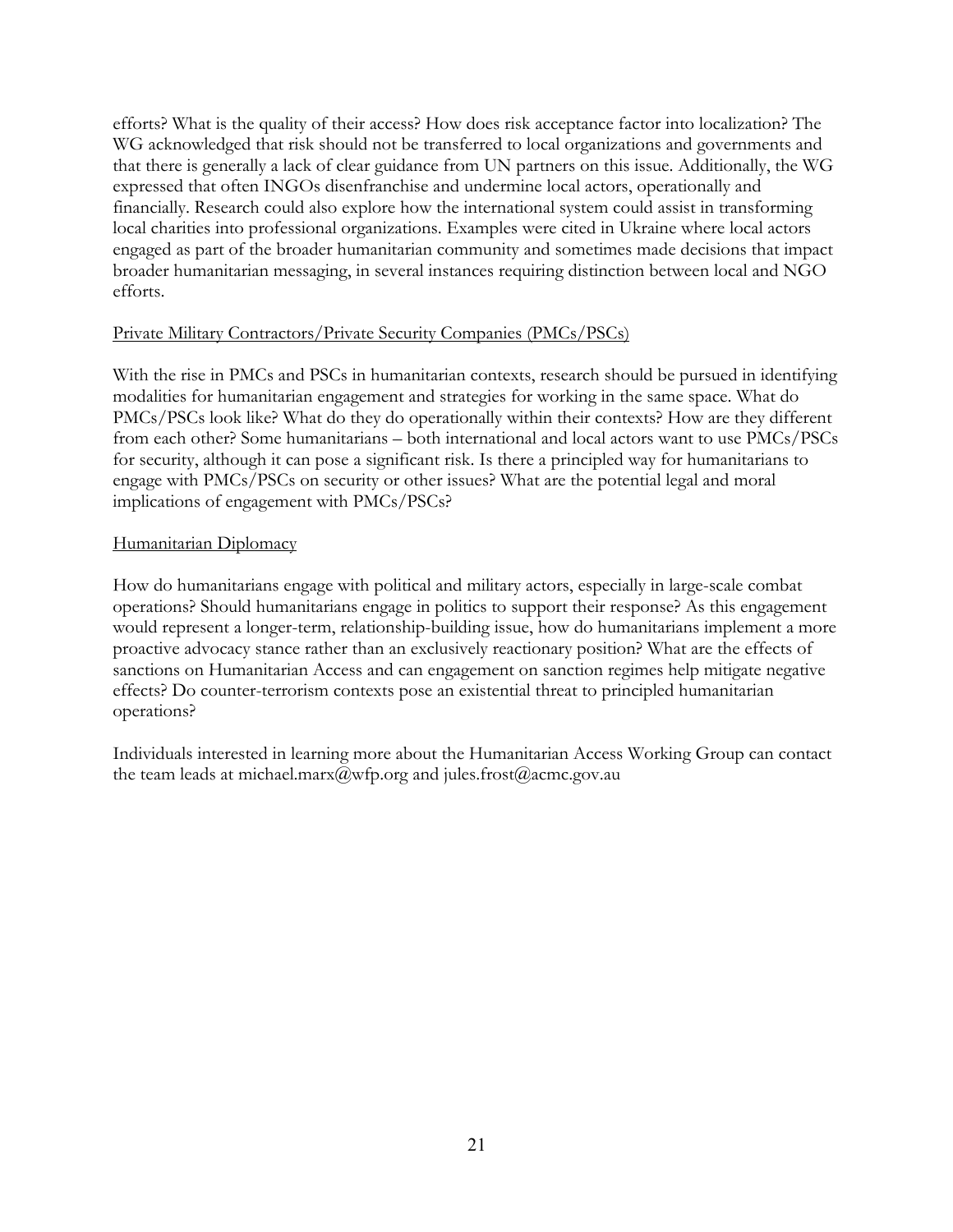efforts? What is the quality of their access? How does risk acceptance factor into localization? The WG acknowledged that risk should not be transferred to local organizations and governments and that there is generally a lack of clear guidance from UN partners on this issue. Additionally, the WG expressed that often INGOs disenfranchise and undermine local actors, operationally and financially. Research could also explore how the international system could assist in transforming local charities into professional organizations. Examples were cited in Ukraine where local actors engaged as part of the broader humanitarian community and sometimes made decisions that impact broader humanitarian messaging, in several instances requiring distinction between local and NGO efforts.

<u>Private Military Contractors/Private Security Companies (PMCs/PSCs)</u>

With the rise in PMCs and PSCs in humanitarian contexts, research should be pursued in identifying modalities for humanitarian engagement and strategies for working in the same space. What do PMCs/PSCs look like? What do they do operationally within their contexts? How are they different from each other? Some humanitarians – both international and local actors want to use PMCs/PSCs for security, although it can pose a significant risk. Is there a principled way for humanitarians to engage with PMCs/PSCs on security or other issues? What are the potential legal and moral implications of engagement with PMCs/PSCs?

<u>Humanitarian Diplomacy</u>

How do humanitarians engage with political and military actors, especially in large-scale combat operations? Should humanitarians engage in politics to support their response? As this engagement would represent a longer-term, relationship-building issue, how do humanitarians implement a more proactive advocacy stance rather than an exclusively reactionary position? What are the effects of sanctions on Humanitarian Access and can engagement on sanction regimes help mitigate negative effects? Do counter-terrorism contexts pose an existential threat to principled humanitarian operations?

Individuals interested in learning more about the Humanitarian Access Working Group can contact the team leads at michael.marx@wfp.org and jules.frost@acmc.gov.au